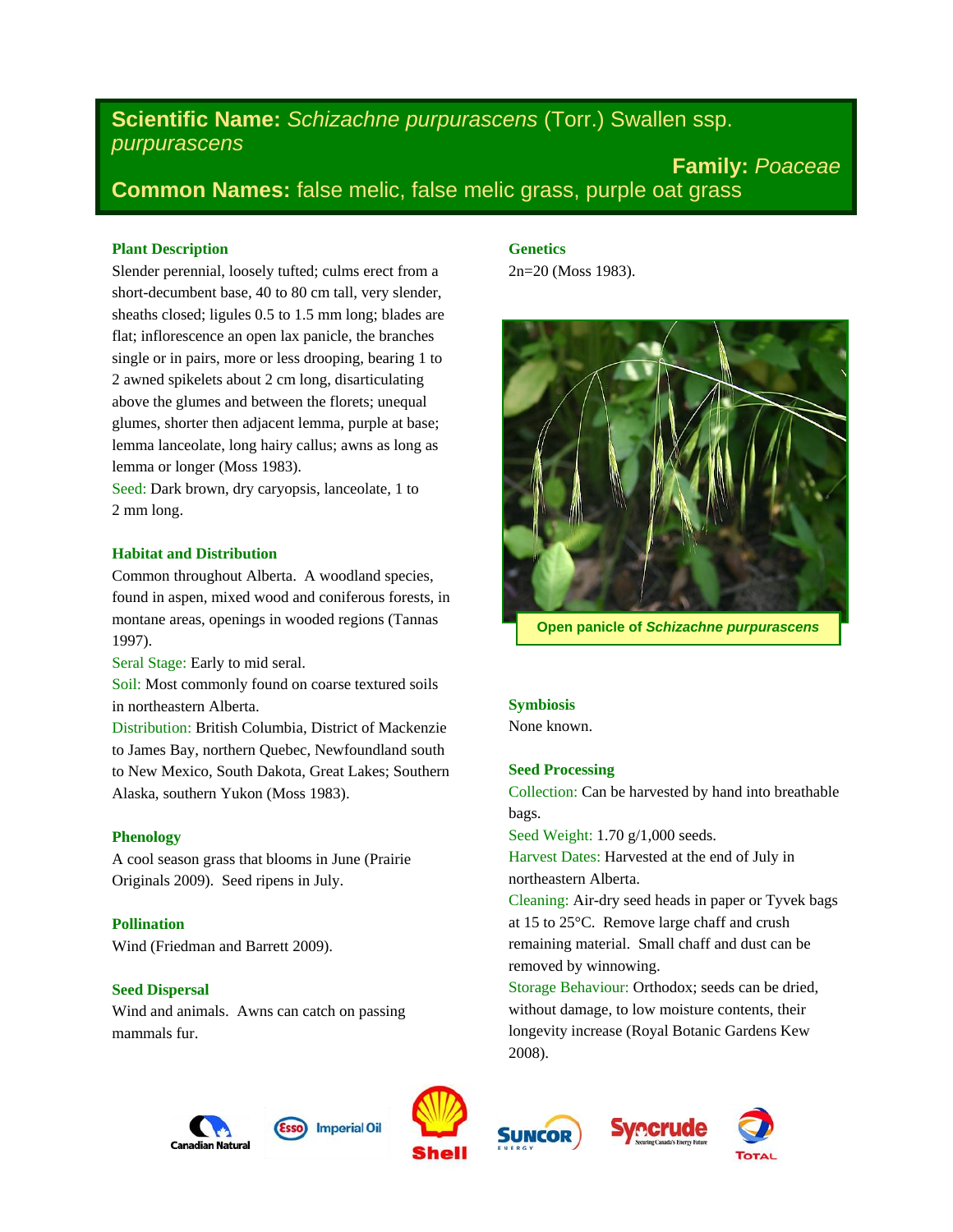**Scientific Name:** *Schizachne purpurascens* (Torr.) Swallen ssp. *purpurascens*

**Family:** *Poaceae*

**Common Names:** false melic, false melic grass, purple oat grass

### Plant Description

Slender perennial, loosely tufted; culms erect from a short-decumbent base, 40 to 80 cm tall, very slender, sheaths closed; ligules 0.5 to 1.5 mm long; blades are flat; inflorescence an open lax panicle, the branches single or in pairs, more or less drooping, bearing 1 to 2 awned spikelets about 2 cm long, disarticulating above the glumes and between the florets; unequal glumes, shorter then adjacent lemma, purple at base; lemma lanceolate, long hairy callus; awns as long as lemma or longer (Moss 1983).

Seed: Dark brown, dry caryopsis, lanceolate, 1 to 2 mm long.

### Habitat and Distribution

Common throughout Alberta. A woodland species, found in aspen, mixed wood and coniferous forests, in montane areas, openings in wooded regions (Tannas 1997).

Seral Stage: Early to mid seral.

Soil: Most commonly found on coarse textured soils in northeastern Alberta.

Distribution: British Columbia, District of Mackenzie to James Bay, northern Quebec, Newfoundland south to New Mexico, South Dakota, Great Lakes; Southern Alaska, southern Yukon (Moss 1983).

### Phenology

A cool season grass that blooms in June (Prairie Originals 2009). Seed ripens in July.

### Pollination

Wind (Friedman and Barrett 2009).

### Seed Dispersal

Wind and animals. Awns can catch on passing mammals fur.

### Genetics

2n=20 (Moss 1983).

Open panicle of *Schizachne purpurascens*

### Symbiosis

None known.

### Seed Processing

Collection: Can be harvested by hand into breathable bags.

Seed Weight: 1.70 g/1,000 seeds.

Harvest Dates: Harvested at the end of July in northeastern Alberta.

Cleaning: Air-dry seed heads in paper or Tyvek bags at 15 to 25°C. Remove large chaff and crush remaining material. Small chaff and dust can be removed by winnowing.

Storage Behaviour: Orthodox; seeds can be dried, without damage, to low moisture contents, their longevity increase (Royal Botanic Gardens Kew 2008).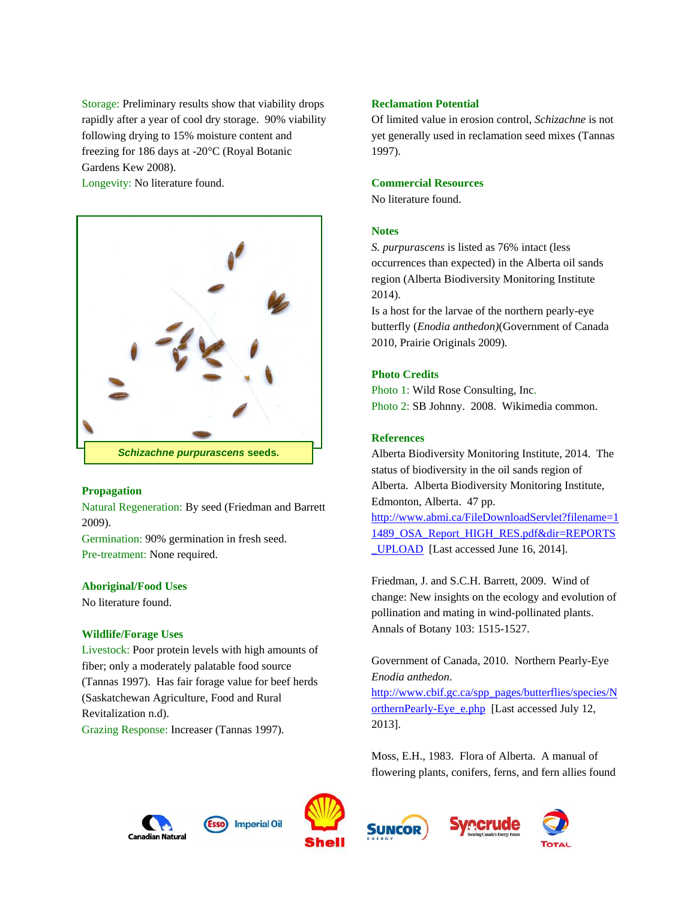Storage: Preliminary results show that viability drops rapidly after a year of cool dry storage. 90% viability following drying to 15% moisture content and freezing for 186 days at -20°C (Royal Botanic Gardens Kew 2008).
Longevity: No literature found.

*Schizachne purpurascens* seeds.

### Propagation

Natural Regeneration: By seed (Friedman and Barrett 2009).
Germination: 90% germination in fresh seed.
Pre-treatment: None required.

### Aboriginal/Food Uses

No literature found.

### Wildlife/Forage Uses

Livestock: Poor protein levels with high amounts of fiber; only a moderately palatable food source (Tannas 1997). Has fair forage value for beef herds (Saskatchewan Agriculture, Food and Rural Revitalization n.d).
Grazing Response: Increaser (Tannas 1997).

### Reclamation Potential

Of limited value in erosion control, *Schizachne* is not yet generally used in reclamation seed mixes (Tannas 1997).

### Commercial Resources

No literature found.

### Notes

*S. purpurascens* is listed as 76% intact (less occurrences than expected) in the Alberta oil sands region (Alberta Biodiversity Monitoring Institute 2014).
Is a host for the larvae of the northern pearly-eye butterfly (*Enodia anthedon)*(Government of Canada 2010, Prairie Originals 2009).

### Photo Credits

Photo 1: Wild Rose Consulting, Inc.
Photo 2: SB Johnny. 2008. Wikimedia common.

### References

Alberta Biodiversity Monitoring Institute, 2014. The status of biodiversity in the oil sands region of Alberta. Alberta Biodiversity Monitoring Institute, Edmonton, Alberta. 47 pp. http://www.abmi.ca/FileDownloadServlet?filename=11489_OSA_Report_HIGH_RES.pdf&dir=REPORTS_UPLOAD [Last accessed June 16, 2014].

Friedman, J. and S.C.H. Barrett, 2009. Wind of change: New insights on the ecology and evolution of pollination and mating in wind-pollinated plants. Annals of Botany 103: 1515-1527.

Government of Canada, 2010. Northern Pearly-Eye *Enodia anthedon*. http://www.cbif.gc.ca/spp_pages/butterflies/species/NorthernPearly-Eye_e.php [Last accessed July 12, 2013].

Moss, E.H., 1983. Flora of Alberta. A manual of flowering plants, conifers, ferns, and fern allies found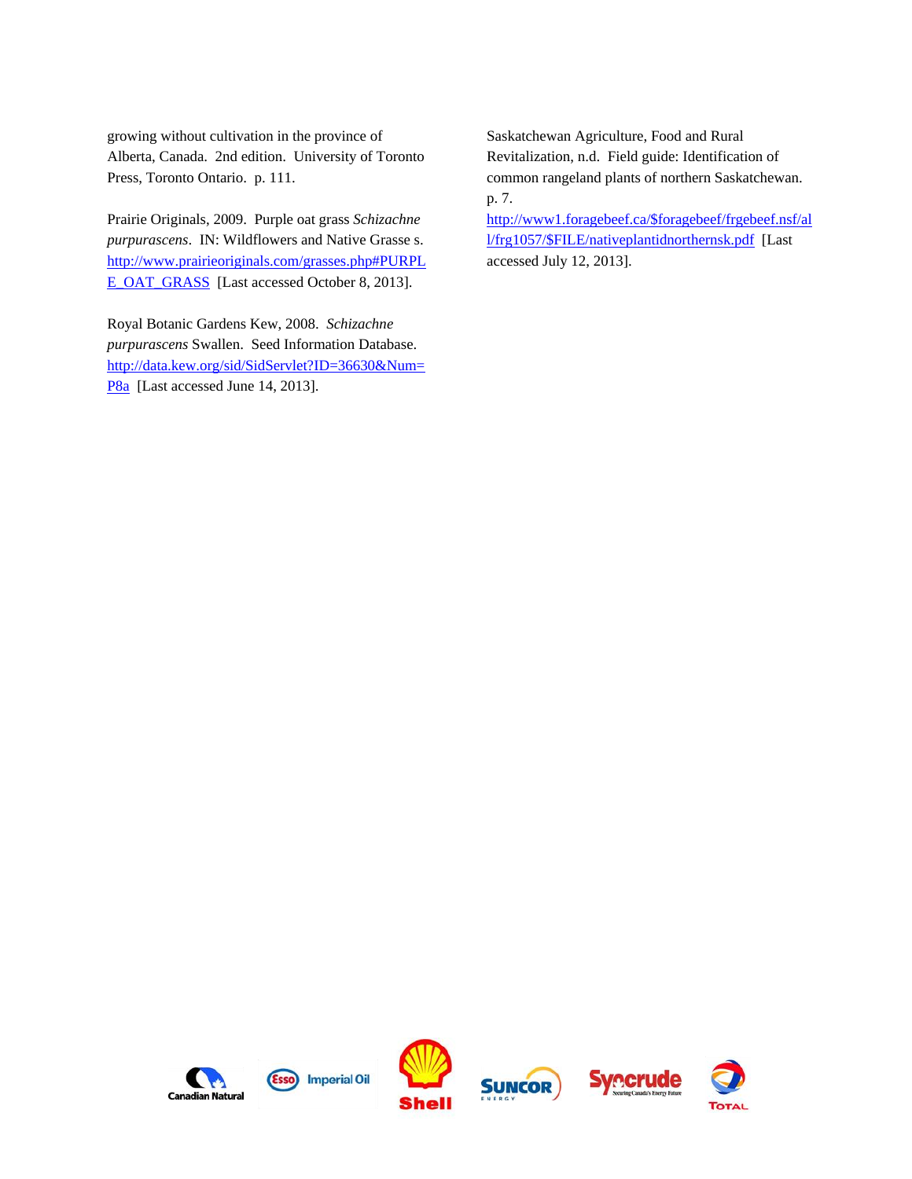growing without cultivation in the province of Alberta, Canada. 2nd edition. University of Toronto Press, Toronto Ontario. p. 111.

Prairie Originals, 2009. Purple oat grass *Schizachne purpurascens*. IN: Wildflowers and Native Grasse s. http://www.prairieoriginals.com/grasses.php#PURPLE_OAT_GRASS [Last accessed October 8, 2013].

Royal Botanic Gardens Kew, 2008. *Schizachne purpurascens* Swallen. Seed Information Database. http://data.kew.org/sid/SidServlet?ID=36630&Num=P8a [Last accessed June 14, 2013].

Saskatchewan Agriculture, Food and Rural Revitalization, n.d. Field guide: Identification of common rangeland plants of northern Saskatchewan. p. 7. http://www1.foragebeef.ca/$foragebeef/frgebeef.nsf/all/frg1057/$FILE/nativeplantidnorthernsk.pdf [Last accessed July 12, 2013].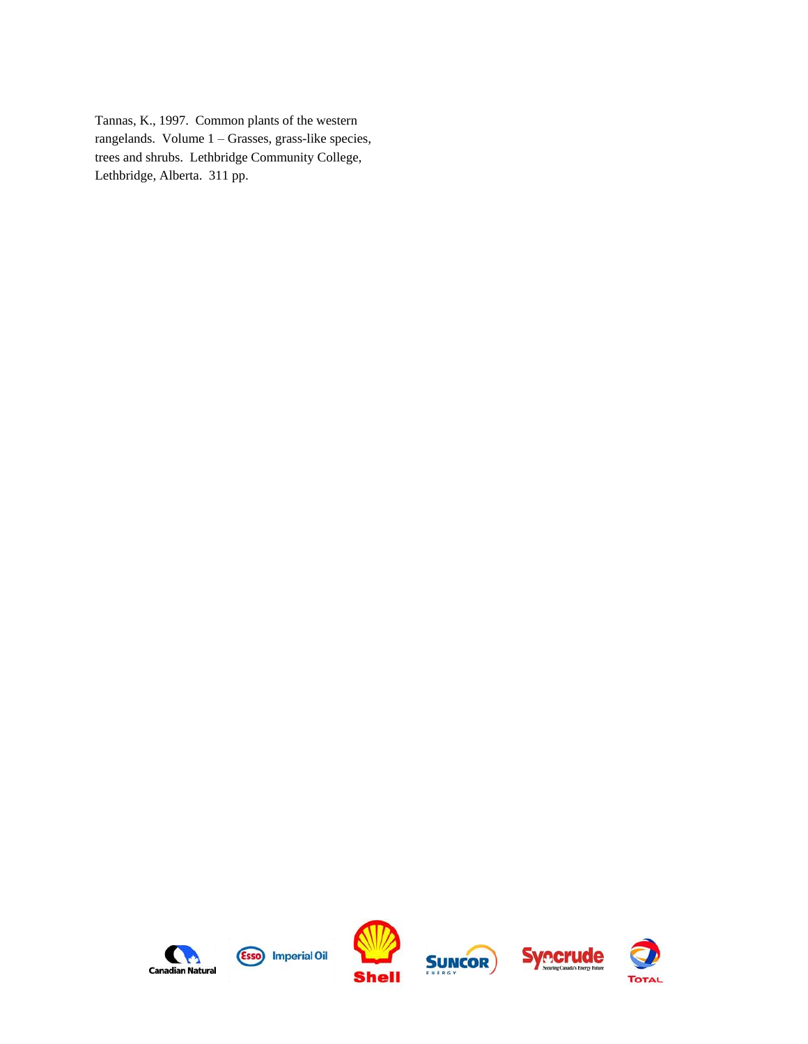Tannas, K., 1997. Common plants of the western rangelands. Volume 1 – Grasses, grass-like species, trees and shrubs. Lethbridge Community College, Lethbridge, Alberta. 311 pp.